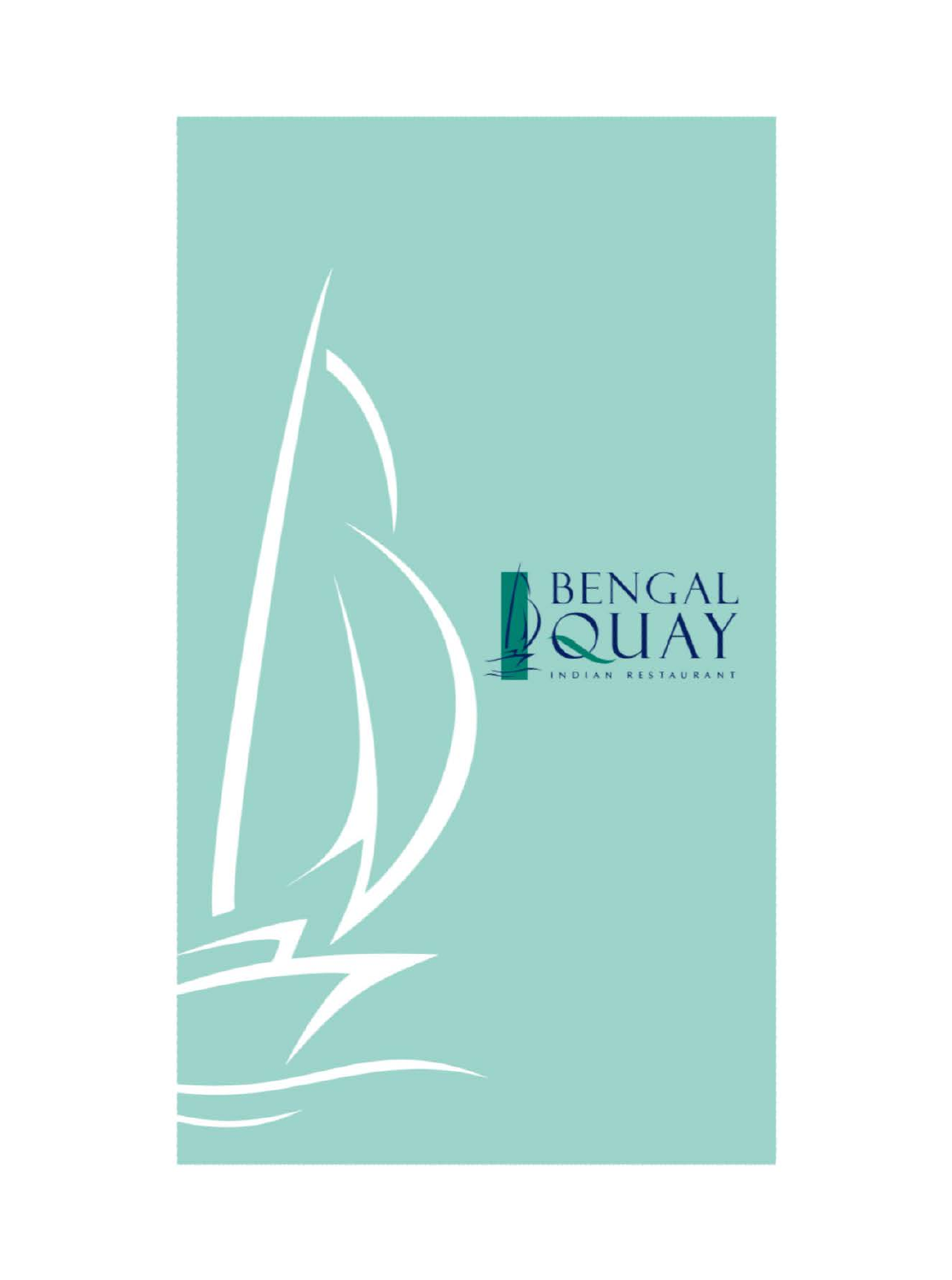# BENGAL QUAY

INDIAN RESTAURANT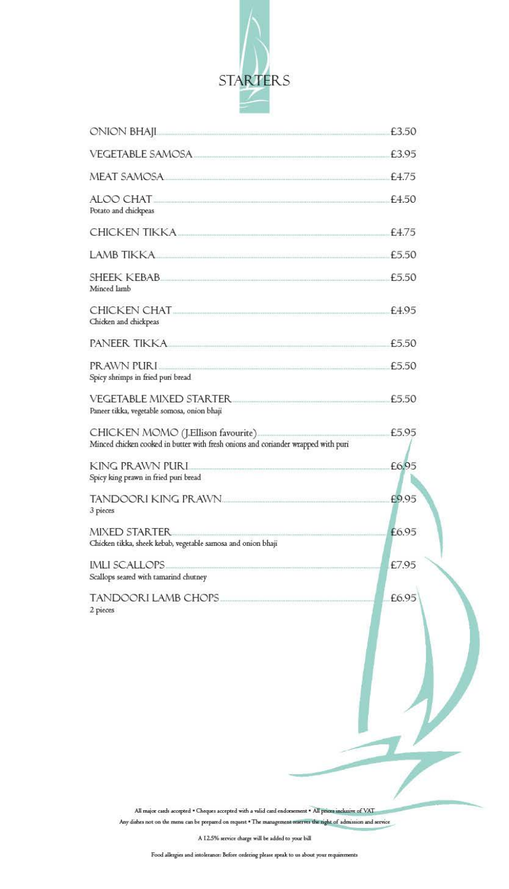# STARTERS

| Item | Price |
|---|---|
| ONION BHAJI | £3.50 |
| VEGETABLE SAMOSA | £3.95 |
| MEAT SAMOSA | £4.75 |
| ALOO CHAT<br>Potato and chickpeas | £4.50 |
| CHICKEN TIKKA | £4.75 |
| LAMB TIKKA | £5.50 |
| SHEEK KEBAB<br>Minced lamb | £5.50 |
| CHICKEN CHAT<br>Chicken and chickpeas | £4.95 |
| PANEER TIKKA | £5.50 |
| PRAWN PURI<br>Spicy shrimps in fried puri bread | £5.50 |
| VEGETABLE MIXED STARTER<br>Paneer tikka, vegetable somosa, onion bhaji | £5.50 |
| CHICKEN MOMO (J.Ellison favourite)<br>Minced chicken cooked in butter with fresh onions and coriander wrapped with puri | £5.95 |
| KING PRAWN PURI<br>Spicy king prawn in fried puri bread | £6.95 |
| TANDOORI KING PRAWN<br>3 pieces | £9.95 |
| MIXED STARTER<br>Chicken tikka, sheek kebab, vegetable samosa and onion bhaji | £6.95 |
| IMLI SCALLOPS<br>Scallops seared with tamarind chutney | £7.95 |
| TANDOORI LAMB CHOPS<br>2 pieces | £6.95 |

All major cards accepted • Cheques accepted with a valid card endorsement • All prices inclusive of VAT
Any dishes not on the menu can be prepared on request • The management reserves the right of admission and service

A 12.5% service charge will be added to your bill

Food allergies and intolerance: Before ordering please speak to us about your requirements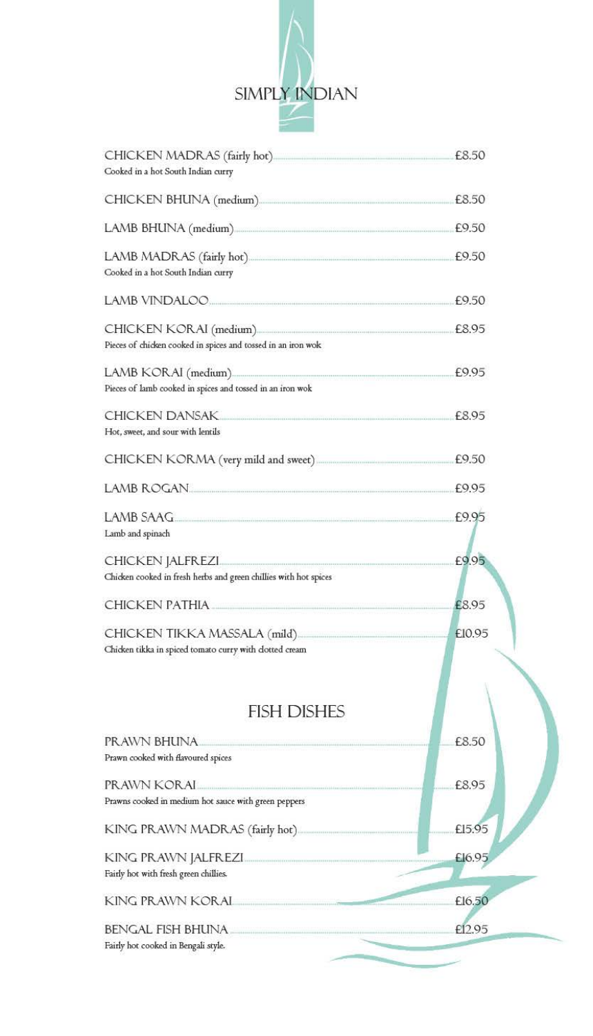# SIMPLY INDIAN

**CHICKEN MADRAS (fairly hot)** ........ £8.50
Cooked in a hot South Indian curry

**CHICKEN BHUNA (medium)** ........ £8.50

**LAMB BHUNA (medium)** ........ £9.50

**LAMB MADRAS (fairly hot)** ........ £9.50
Cooked in a hot South Indian curry

**LAMB VINDALOO** ........ £9.50

**CHICKEN KORAI (medium)** ........ £8.95
Pieces of chicken cooked in spices and tossed in an iron wok

**LAMB KORAI (medium)** ........ £9.95
Pieces of lamb cooked in spices and tossed in an iron wok

**CHICKEN DANSAK** ........ £8.95
Hot, sweet, and sour with lentils

**CHICKEN KORMA (very mild and sweet)** ........ £9.50

**LAMB ROGAN** ........ £9.95

**LAMB SAAG** ........ £9.95
Lamb and spinach

**CHICKEN JALFREZI** ........ £9.95
Chicken cooked in fresh herbs and green chillies with hot spices

**CHICKEN PATHIA** ........ £8.95

**CHICKEN TIKKA MASSALA (mild)** ........ £10.95
Chicken tikka in spiced tomato curry with clotted cream

## FISH DISHES

**PRAWN BHUNA** ........ £8.50
Prawn cooked with flavoured spices

**PRAWN KORAI** ........ £8.95
Prawns cooked in medium hot sauce with green peppers

**KING PRAWN MADRAS (fairly hot)** ........ £15.95

**KING PRAWN JALFREZI** ........ £16.95
Fairly hot with fresh green chillies.

**KING PRAWN KORAI** ........ £16.50

**BENGAL FISH BHUNA** ........ £12.95
Fairly hot cooked in Bengali style.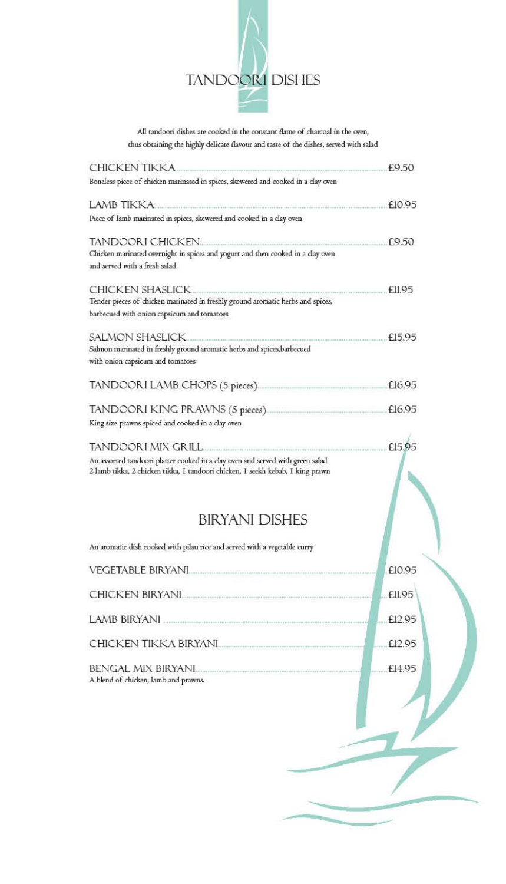# TANDOORI DISHES

All tandoori dishes are cooked in the constant flame of charcoal in the oven, thus obtaining the highly delicate flavour and taste of the dishes, served with salad

**CHICKEN TIKKA** .......... £9.50
Boneless piece of chicken marinated in spices, skewered and cooked in a clay oven

**LAMB TIKKA** .......... £10.95
Piece of lamb marinated in spices, skewered and cooked in a clay oven

**TANDOORI CHICKEN** .......... £9.50
Chicken marinated overnight in spices and yogurt and then cooked in a clay oven and served with a fresh salad

**CHICKEN SHASLICK** .......... £11.95
Tender pieces of chicken marinated in freshly ground aromatic herbs and spices, barbecued with onion capsicum and tomatoes

**SALMON SHASLICK** .......... £15.95
Salmon marinated in freshly ground aromatic herbs and spices,barbecued with onion capsicum and tomatoes

**TANDOORI LAMB CHOPS (5 pieces)** .......... £16.95

**TANDOORI KING PRAWNS (5 pieces)** .......... £16.95
King size prawns spiced and cooked in a clay oven

**TANDOORI MIX GRILL** .......... £15.95
An assorted tandoori platter cooked in a clay oven and served with green salad
2 lamb tikka, 2 chicken tikka, 1 tandoori chicken, 1 seekh kebab, 1 king prawn

# BIRYANI DISHES

An aromatic dish cooked with pilau rice and served with a vegetable curry

**VEGETABLE BIRYANI** .......... £10.95

**CHICKEN BIRYANI** .......... £11.95

**LAMB BIRYANI** .......... £12.95

**CHICKEN TIKKA BIRYANI** .......... £12.95

**BENGAL MIX BIRYANI** .......... £14.95
A blend of chicken, lamb and prawns.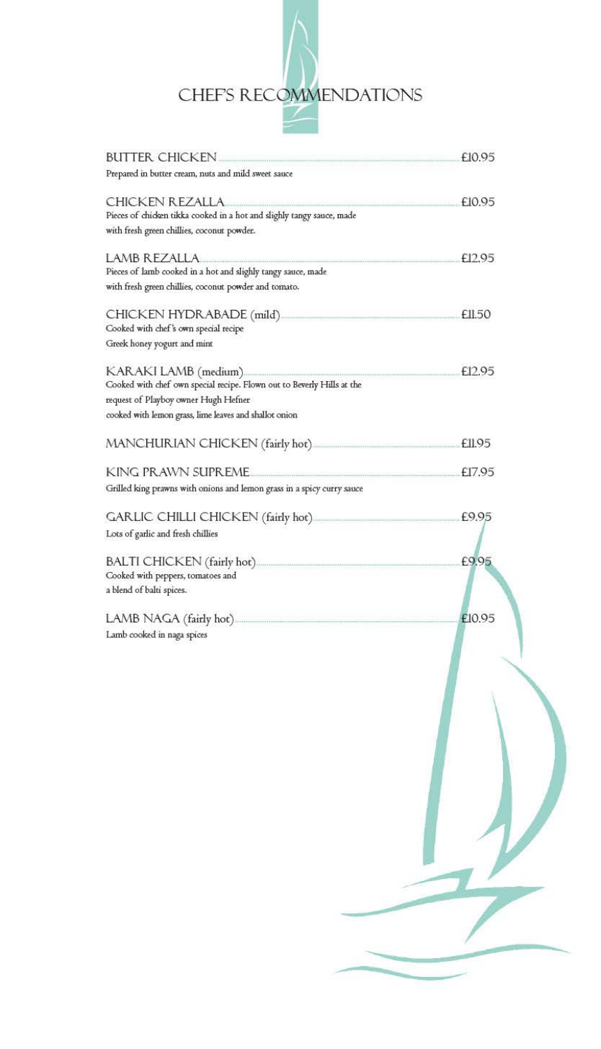# CHEF'S RECOMMENDATIONS

**BUTTER CHICKEN** .......... £10.95
Prepared in butter cream, nuts and mild sweet sauce

**CHICKEN REZALLA** .......... £10.95
Pieces of chicken tikka cooked in a hot and slighly tangy sauce, made with fresh green chillies, coconut powder.

**LAMB REZALLA** .......... £12.95
Pieces of lamb cooked in a hot and slighly tangy sauce, made with fresh green chillies, coconut powder and tomato.

**CHICKEN HYDRABADE (mild)** .......... £11.50
Cooked with chef's own special recipe
Greek honey yogurt and mint

**KARAKI LAMB (medium)** .......... £12.95
Cooked with chef own special recipe. Flown out to Beverly Hills at the request of Playboy owner Hugh Hefner
cooked with lemon grass, lime leaves and shallot onion

**MANCHURIAN CHICKEN (fairly hot)** .......... £11.95

**KING PRAWN SUPREME** .......... £17.95
Grilled king prawns with onions and lemon grass in a spicy curry sauce

**GARLIC CHILLI CHICKEN (fairly hot)** .......... £9.95
Lots of garlic and fresh chillies

**BALTI CHICKEN (fairly hot)** .......... £9.95
Cooked with peppers, tomatoes and
a blend of balti spices.

**LAMB NAGA (fairly hot)** .......... £10.95
Lamb cooked in naga spices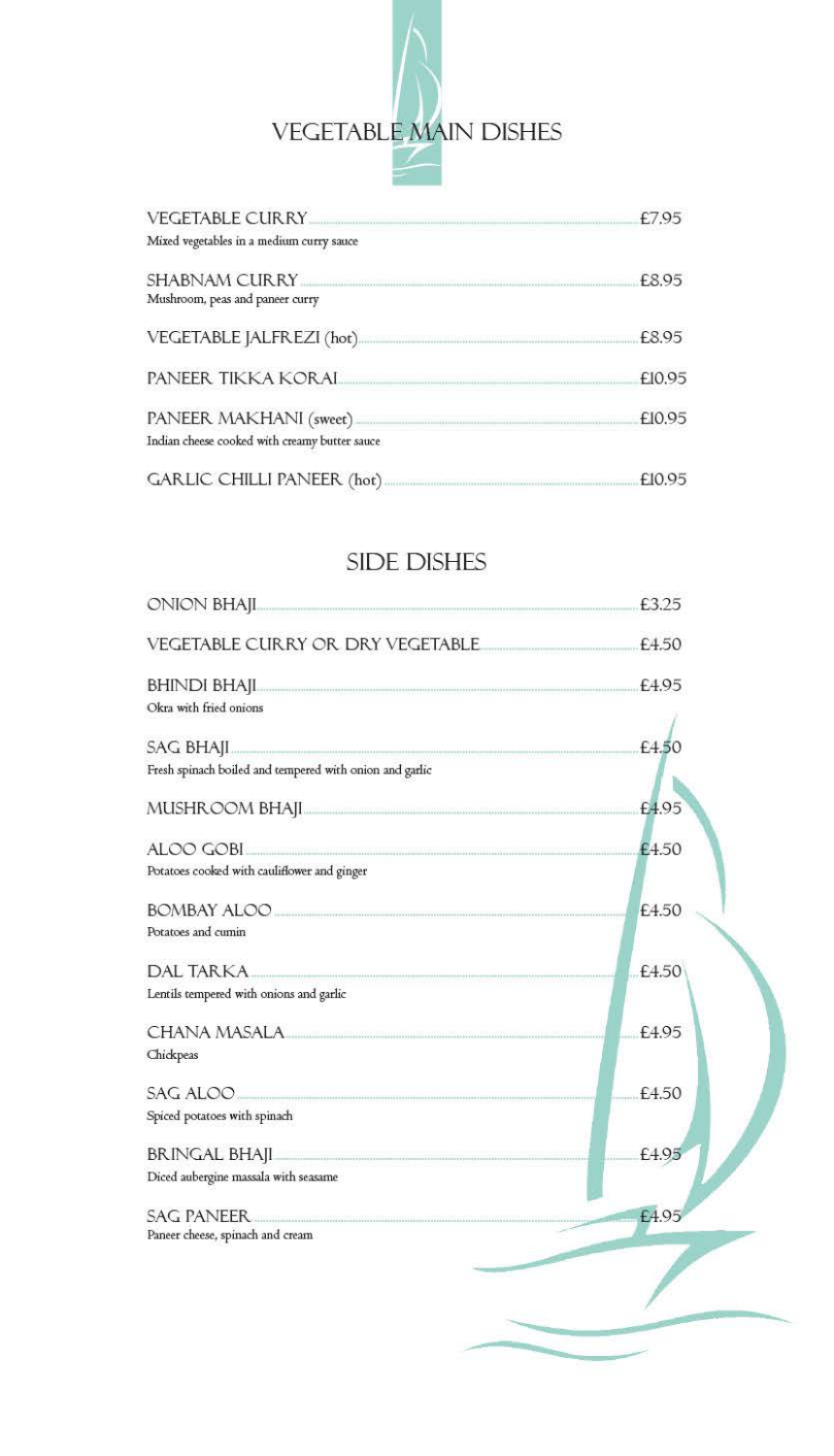# VEGETABLE MAIN DISHES

**VEGETABLE CURRY** ........ £7.95
Mixed vegetables in a medium curry sauce

**SHABNAM CURRY** ........ £8.95
Mushroom, peas and paneer curry

**VEGETABLE JALFREZI (hot)** ........ £8.95

**PANEER TIKKA KORAI** ........ £10.95

**PANEER MAKHANI (sweet)** ........ £10.95
Indian cheese cooked with creamy butter sauce

**GARLIC CHILLI PANEER (hot)** ........ £10.95

# SIDE DISHES

**ONION BHAJI** ........ £3.25

**VEGETABLE CURRY OR DRY VEGETABLE** ........ £4.50

**BHINDI BHAJI** ........ £4.95
Okra with fried onions

**SAG BHAJI** ........ £4.50
Fresh spinach boiled and tempered with onion and garlic

**MUSHROOM BHAJI** ........ £4.95

**ALOO GOBI** ........ £4.50
Potatoes cooked with cauliflower and ginger

**BOMBAY ALOO** ........ £4.50
Potatoes and cumin

**DAL TARKA** ........ £4.50
Lentils tempered with onions and garlic

**CHANA MASALA** ........ £4.95
Chickpeas

**SAG ALOO** ........ £4.50
Spiced potatoes with spinach

**BRINGAL BHAJI** ........ £4.95
Diced aubergine massala with seasame

**SAG PANEER** ........ £4.95
Paneer cheese, spinach and cream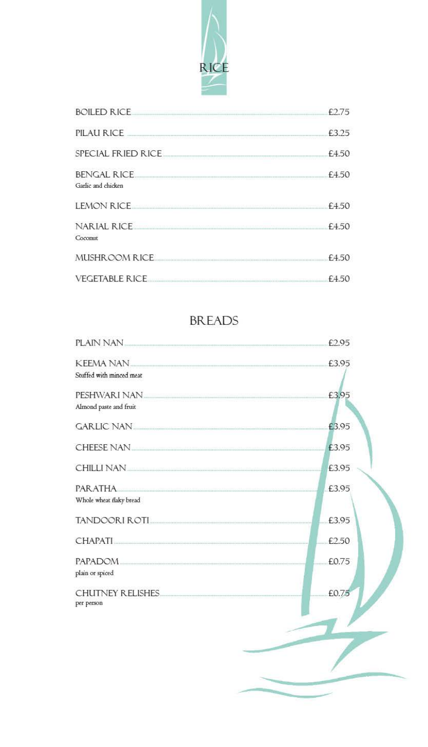## RICE

- BOILED RICE — £2.75
- PILAU RICE — £3.25
- SPECIAL FRIED RICE — £4.50
- BENGAL RICE — £4.50
  Garlic and chicken
- LEMON RICE — £4.50
- NARIAL RICE — £4.50
  Coconut
- MUSHROOM RICE — £4.50
- VEGETABLE RICE — £4.50

## BREADS

- PLAIN NAN — £2.95
- KEEMA NAN — £3.95
  Stuffed with minced meat
- PESHWARI NAN — £3.95
  Almond paste and fruit
- GARLIC NAN — £3.95
- CHEESE NAN — £3.95
- CHILLI NAN — £3.95
- PARATHA — £3.95
  Whole wheat flaky bread
- TANDOORI ROTI — £3.95
- CHAPATI — £2.50
- PAPADOM — £0.75
  plain or spiced
- CHUTNEY RELISHES — £0.75
  per person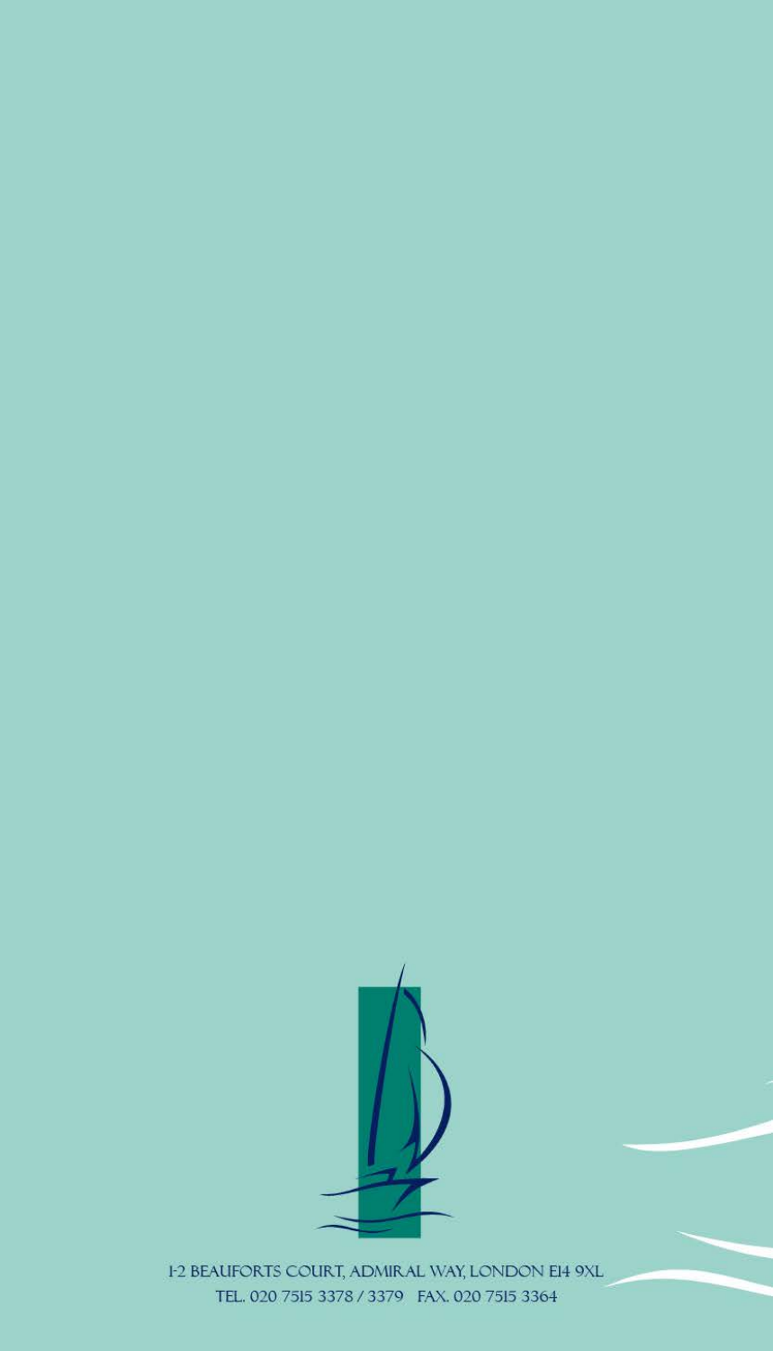1-2 BEAUFORTS COURT, ADMIRAL WAY, LONDON E14 9XL
TEL. 020 7515 3378 / 3379   FAX. 020 7515 3364